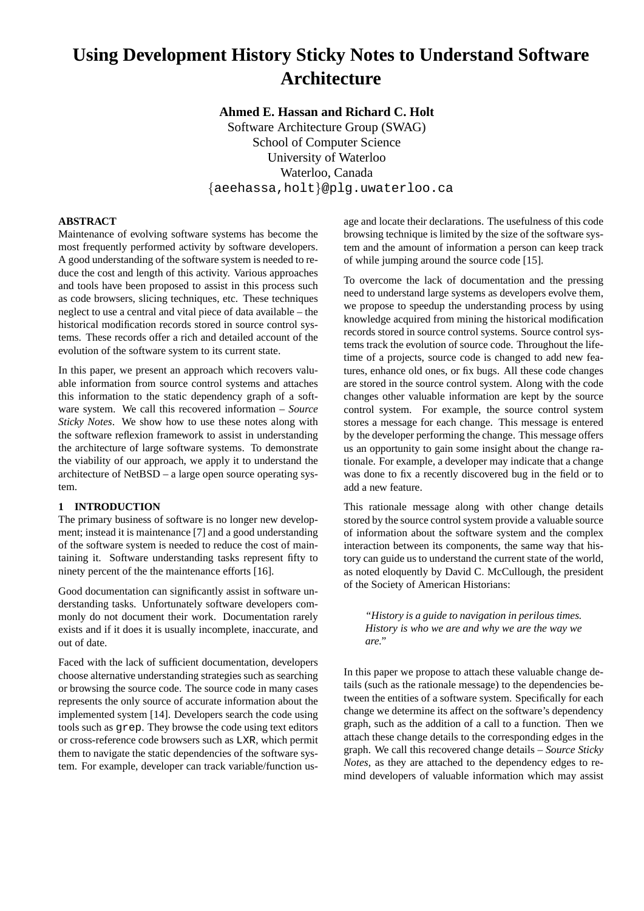# Using Development History Sticky Notes to Understand Software Architecture

**Ahmed E. Hassan and Richard C. Holt**

Software Architecture Group (SWAG)
School of Computer Science
University of Waterloo
Waterloo, Canada
{aeehassa,holt}@plg.uwaterloo.ca

## ABSTRACT

Maintenance of evolving software systems has become the most frequently performed activity by software developers. A good understanding of the software system is needed to reduce the cost and length of this activity. Various approaches and tools have been proposed to assist in this process such as code browsers, slicing techniques, etc. These techniques neglect to use a central and vital piece of data available – the historical modification records stored in source control systems. These records offer a rich and detailed account of the evolution of the software system to its current state.

In this paper, we present an approach which recovers valuable information from source control systems and attaches this information to the static dependency graph of a software system. We call this recovered information – *Source Sticky Notes*. We show how to use these notes along with the software reflexion framework to assist in understanding the architecture of large software systems. To demonstrate the viability of our approach, we apply it to understand the architecture of NetBSD – a large open source operating system.

## 1 INTRODUCTION

The primary business of software is no longer new development; instead it is maintenance [7] and a good understanding of the software system is needed to reduce the cost of maintaining it. Software understanding tasks represent fifty to ninety percent of the the maintenance efforts [16].

Good documentation can significantly assist in software understanding tasks. Unfortunately software developers commonly do not document their work. Documentation rarely exists and if it does it is usually incomplete, inaccurate, and out of date.

Faced with the lack of sufficient documentation, developers choose alternative understanding strategies such as searching or browsing the source code. The source code in many cases represents the only source of accurate information about the implemented system [14]. Developers search the code using tools such as `grep`. They browse the code using text editors or cross-reference code browsers such as LXR, which permit them to navigate the static dependencies of the software system. For example, developer can track variable/function usage and locate their declarations. The usefulness of this code browsing technique is limited by the size of the software system and the amount of information a person can keep track of while jumping around the source code [15].

To overcome the lack of documentation and the pressing need to understand large systems as developers evolve them, we propose to speedup the understanding process by using knowledge acquired from mining the historical modification records stored in source control systems. Source control systems track the evolution of source code. Throughout the lifetime of a projects, source code is changed to add new features, enhance old ones, or fix bugs. All these code changes are stored in the source control system. Along with the code changes other valuable information are kept by the source control system. For example, the source control system stores a message for each change. This message is entered by the developer performing the change. This message offers us an opportunity to gain some insight about the change rationale. For example, a developer may indicate that a change was done to fix a recently discovered bug in the field or to add a new feature.

This rationale message along with other change details stored by the source control system provide a valuable source of information about the software system and the complex interaction between its components, the same way that history can guide us to understand the current state of the world, as noted eloquently by David C. McCullough, the president of the Society of American Historians:

> *"History is a guide to navigation in perilous times. History is who we are and why we are the way we are."*

In this paper we propose to attach these valuable change details (such as the rationale message) to the dependencies between the entities of a software system. Specifically for each change we determine its affect on the software's dependency graph, such as the addition of a call to a function. Then we attach these change details to the corresponding edges in the graph. We call this recovered change details – *Source Sticky Notes*, as they are attached to the dependency edges to remind developers of valuable information which may assist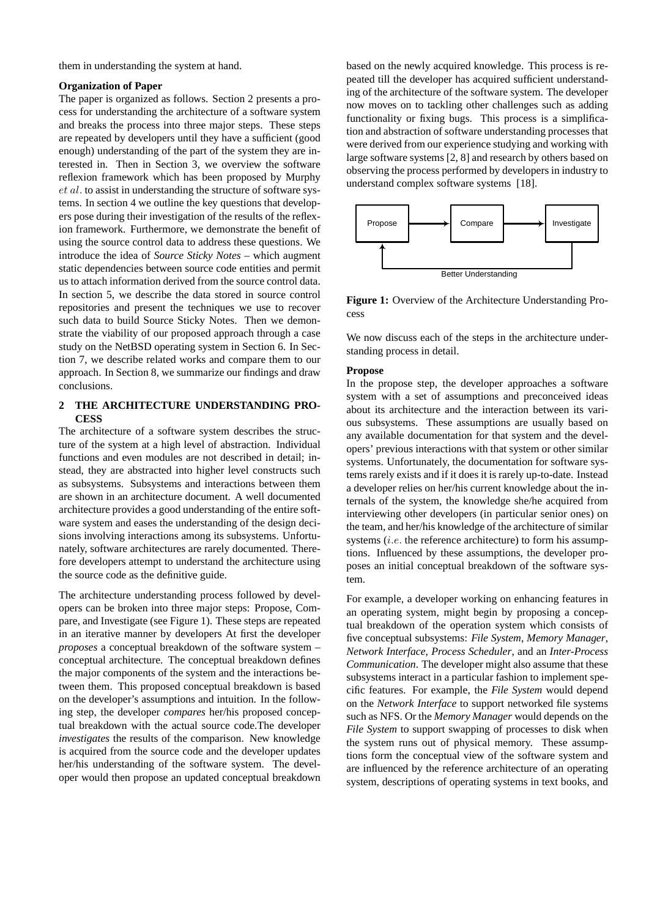them in understanding the system at hand.

**Organization of Paper**

The paper is organized as follows. Section 2 presents a process for understanding the architecture of a software system and breaks the process into three major steps. These steps are repeated by developers until they have a sufficient (good enough) understanding of the part of the system they are interested in. Then in Section 3, we overview the software reflexion framework which has been proposed by Murphy $et\ al.$ to assist in understanding the structure of software systems. In section 4 we outline the key questions that developers pose during their investigation of the results of the reflexion framework. Furthermore, we demonstrate the benefit of using the source control data to address these questions. We introduce the idea of *Source Sticky Notes* – which augment static dependencies between source code entities and permit us to attach information derived from the source control data. In section 5, we describe the data stored in source control repositories and present the techniques we use to recover such data to build Source Sticky Notes. Then we demonstrate the viability of our proposed approach through a case study on the NetBSD operating system in Section 6. In Section 7, we describe related works and compare them to our approach. In Section 8, we summarize our findings and draw conclusions.

## 2 THE ARCHITECTURE UNDERSTANDING PROCESS

The architecture of a software system describes the structure of the system at a high level of abstraction. Individual functions and even modules are not described in detail; instead, they are abstracted into higher level constructs such as subsystems. Subsystems and interactions between them are shown in an architecture document. A well documented architecture provides a good understanding of the entire software system and eases the understanding of the design decisions involving interactions among its subsystems. Unfortunately, software architectures are rarely documented. Therefore developers attempt to understand the architecture using the source code as the definitive guide.

The architecture understanding process followed by developers can be broken into three major steps: Propose, Compare, and Investigate (see Figure 1). These steps are repeated in an iterative manner by developers At first the developer *proposes* a conceptual breakdown of the software system – conceptual architecture. The conceptual breakdown defines the major components of the system and the interactions between them. This proposed conceptual breakdown is based on the developer's assumptions and intuition. In the following step, the developer *compares* her/his proposed conceptual breakdown with the actual source code.The developer *investigates* the results of the comparison. New knowledge is acquired from the source code and the developer updates her/his understanding of the software system. The developer would then propose an updated conceptual breakdown based on the newly acquired knowledge. This process is repeated till the developer has acquired sufficient understanding of the architecture of the software system. The developer now moves on to tackling other challenges such as adding functionality or fixing bugs. This process is a simplification and abstraction of software understanding processes that were derived from our experience studying and working with large software systems [2, 8] and research by others based on observing the process performed by developers in industry to understand complex software systems [18].

Propose → Compare → Investigate; Better Understanding (feedback to Propose)

**Figure 1:** Overview of the Architecture Understanding Process

We now discuss each of the steps in the architecture understanding process in detail.

**Propose**

In the propose step, the developer approaches a software system with a set of assumptions and preconceived ideas about its architecture and the interaction between its various subsystems. These assumptions are usually based on any available documentation for that system and the developers' previous interactions with that system or other similar systems. Unfortunately, the documentation for software systems rarely exists and if it does it is rarely up-to-date. Instead a developer relies on her/his current knowledge about the internals of the system, the knowledge she/he acquired from interviewing other developers (in particular senior ones) on the team, and her/his knowledge of the architecture of similar systems ($i.e.$ the reference architecture) to form his assumptions. Influenced by these assumptions, the developer proposes an initial conceptual breakdown of the software system.

For example, a developer working on enhancing features in an operating system, might begin by proposing a conceptual breakdown of the operation system which consists of five conceptual subsystems: *File System*, *Memory Manager*, *Network Interface*, *Process Scheduler*, and an *Inter-Process Communication*. The developer might also assume that these subsystems interact in a particular fashion to implement specific features. For example, the *File System* would depend on the *Network Interface* to support networked file systems such as NFS. Or the *Memory Manager* would depends on the *File System* to support swapping of processes to disk when the system runs out of physical memory. These assumptions form the conceptual view of the software system and are influenced by the reference architecture of an operating system, descriptions of operating systems in text books, and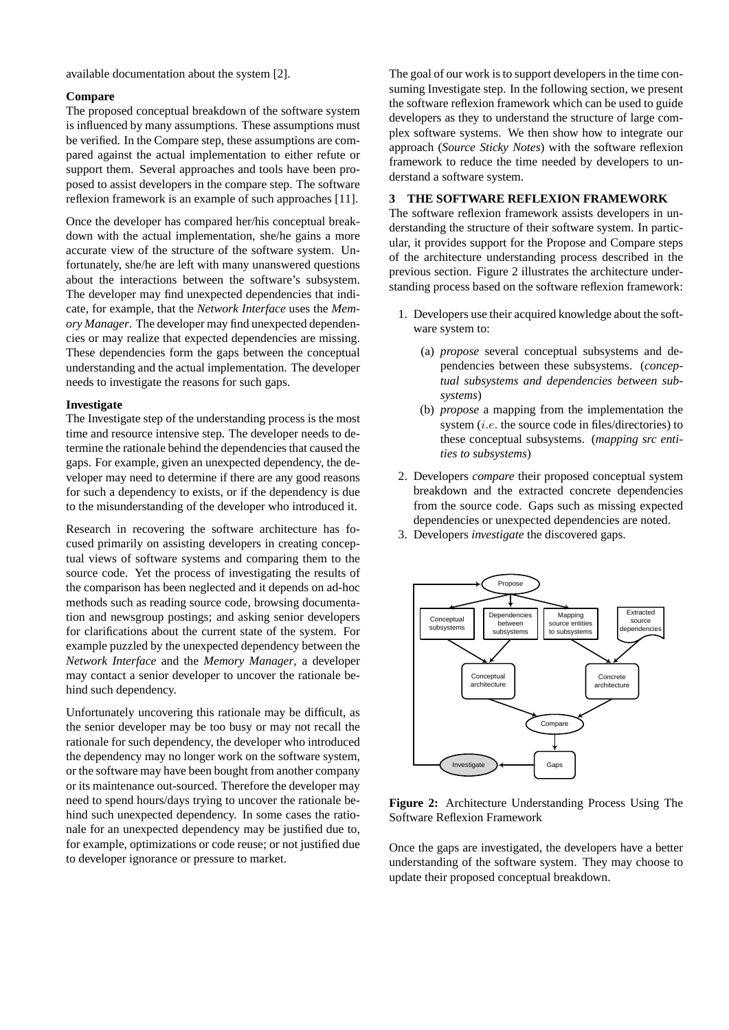available documentation about the system [2].

**Compare**

The proposed conceptual breakdown of the software system is influenced by many assumptions. These assumptions must be verified. In the Compare step, these assumptions are compared against the actual implementation to either refute or support them. Several approaches and tools have been proposed to assist developers in the compare step. The software reflexion framework is an example of such approaches [11].

Once the developer has compared her/his conceptual breakdown with the actual implementation, she/he gains a more accurate view of the structure of the software system. Unfortunately, she/he are left with many unanswered questions about the interactions between the software's subsystem. The developer may find unexpected dependencies that indicate, for example, that the *Network Interface* uses the *Memory Manager*. The developer may find unexpected dependencies or may realize that expected dependencies are missing. These dependencies form the gaps between the conceptual understanding and the actual implementation. The developer needs to investigate the reasons for such gaps.

**Investigate**

The Investigate step of the understanding process is the most time and resource intensive step. The developer needs to determine the rationale behind the dependencies that caused the gaps. For example, given an unexpected dependency, the developer may need to determine if there are any good reasons for such a dependency to exists, or if the dependency is due to the misunderstanding of the developer who introduced it.

Research in recovering the software architecture has focused primarily on assisting developers in creating conceptual views of software systems and comparing them to the source code. Yet the process of investigating the results of the comparison has been neglected and it depends on ad-hoc methods such as reading source code, browsing documentation and newsgroup postings; and asking senior developers for clarifications about the current state of the system. For example puzzled by the unexpected dependency between the *Network Interface* and the *Memory Manager*, a developer may contact a senior developer to uncover the rationale behind such dependency.

Unfortunately uncovering this rationale may be difficult, as the senior developer may be too busy or may not recall the rationale for such dependency, the developer who introduced the dependency may no longer work on the software system, or the software may have been bought from another company or its maintenance out-sourced. Therefore the developer may need to spend hours/days trying to uncover the rationale behind such unexpected dependency. In some cases the rationale for an unexpected dependency may be justified due to, for example, optimizations or code reuse; or not justified due to developer ignorance or pressure to market.

The goal of our work is to support developers in the time consuming Investigate step. In the following section, we present the software reflexion framework which can be used to guide developers as they to understand the structure of large complex software systems. We then show how to integrate our approach (*Source Sticky Notes*) with the software reflexion framework to reduce the time needed by developers to understand a software system.

## 3 THE SOFTWARE REFLEXION FRAMEWORK

The software reflexion framework assists developers in understanding the structure of their software system. In particular, it provides support for the Propose and Compare steps of the architecture understanding process described in the previous section. Figure 2 illustrates the architecture understanding process based on the software reflexion framework:

1. Developers use their acquired knowledge about the software system to:
   (a) *propose* several conceptual subsystems and dependencies between these subsystems. (*conceptual subsystems and dependencies between subsystems*)
   (b) *propose* a mapping from the implementation the system (*i.e.* the source code in files/directories) to these conceptual subsystems. (*mapping src entities to subsystems*)
2. Developers *compare* their proposed conceptual system breakdown and the extracted concrete dependencies from the source code. Gaps such as missing expected dependencies or unexpected dependencies are noted.
3. Developers *investigate* the discovered gaps.

Propose → Conceptual subsystems, Dependencies between subsystems, Mapping source entities to subsystems; Extracted source dependencies → Conceptual architecture, Concrete architecture → Compare → Gaps → Investigate

**Figure 2:** Architecture Understanding Process Using The Software Reflexion Framework

Once the gaps are investigated, the developers have a better understanding of the software system. They may choose to update their proposed conceptual breakdown.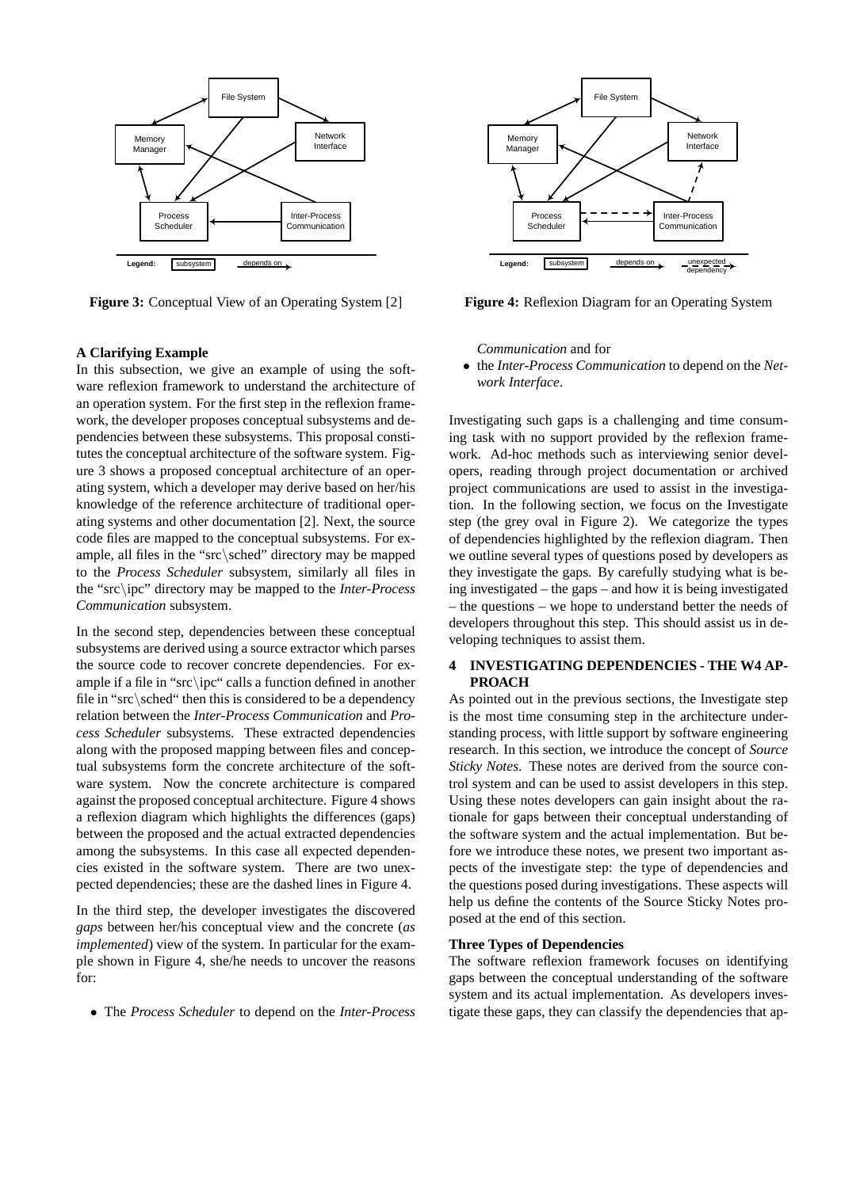Figure 3: Conceptual View of an Operating System [2]

Figure 4: Reflexion Diagram for an Operating System

### A Clarifying Example

In this subsection, we give an example of using the software reflexion framework to understand the architecture of an operation system. For the first step in the reflexion framework, the developer proposes conceptual subsystems and dependencies between these subsystems. This proposal constitutes the conceptual architecture of the software system. Figure 3 shows a proposed conceptual architecture of an operating system, which a developer may derive based on her/his knowledge of the reference architecture of traditional operating systems and other documentation [2]. Next, the source code files are mapped to the conceptual subsystems. For example, all files in the "src\sched" directory may be mapped to the *Process Scheduler* subsystem, similarly all files in the "src\ipc" directory may be mapped to the *Inter-Process Communication* subsystem.

In the second step, dependencies between these conceptual subsystems are derived using a source extractor which parses the source code to recover concrete dependencies. For example if a file in "src\ipc" calls a function defined in another file in "src\sched" then this is considered to be a dependency relation between the *Inter-Process Communication* and *Process Scheduler* subsystems. These extracted dependencies along with the proposed mapping between files and conceptual subsystems form the concrete architecture of the software system. Now the concrete architecture is compared against the proposed conceptual architecture. Figure 4 shows a reflexion diagram which highlights the differences (gaps) between the proposed and the actual extracted dependencies among the subsystems. In this case all expected dependencies existed in the software system. There are two unexpected dependencies; these are the dashed lines in Figure 4.

In the third step, the developer investigates the discovered *gaps* between her/his conceptual view and the concrete (*as implemented*) view of the system. In particular for the example shown in Figure 4, she/he needs to uncover the reasons for:

- The *Process Scheduler* to depend on the *Inter-Process Communication* and for
- the *Inter-Process Communication* to depend on the *Network Interface*.

Investigating such gaps is a challenging and time consuming task with no support provided by the reflexion framework. Ad-hoc methods such as interviewing senior developers, reading through project documentation or archived project communications are used to assist in the investigation. In the following section, we focus on the Investigate step (the grey oval in Figure 2). We categorize the types of dependencies highlighted by the reflexion diagram. Then we outline several types of questions posed by developers as they investigate the gaps. By carefully studying what is being investigated – the gaps – and how it is being investigated – the questions – we hope to understand better the needs of developers throughout this step. This should assist us in developing techniques to assist them.

## 4 INVESTIGATING DEPENDENCIES - THE W4 APPROACH

As pointed out in the previous sections, the Investigate step is the most time consuming step in the architecture understanding process, with little support by software engineering research. In this section, we introduce the concept of *Source Sticky Notes*. These notes are derived from the source control system and can be used to assist developers in this step. Using these notes developers can gain insight about the rationale for gaps between their conceptual understanding of the software system and the actual implementation. But before we introduce these notes, we present two important aspects of the investigate step: the type of dependencies and the questions posed during investigations. These aspects will help us define the contents of the Source Sticky Notes proposed at the end of this section.

### Three Types of Dependencies

The software reflexion framework focuses on identifying gaps between the conceptual understanding of the software system and its actual implementation. As developers investigate these gaps, they can classify the dependencies that ap-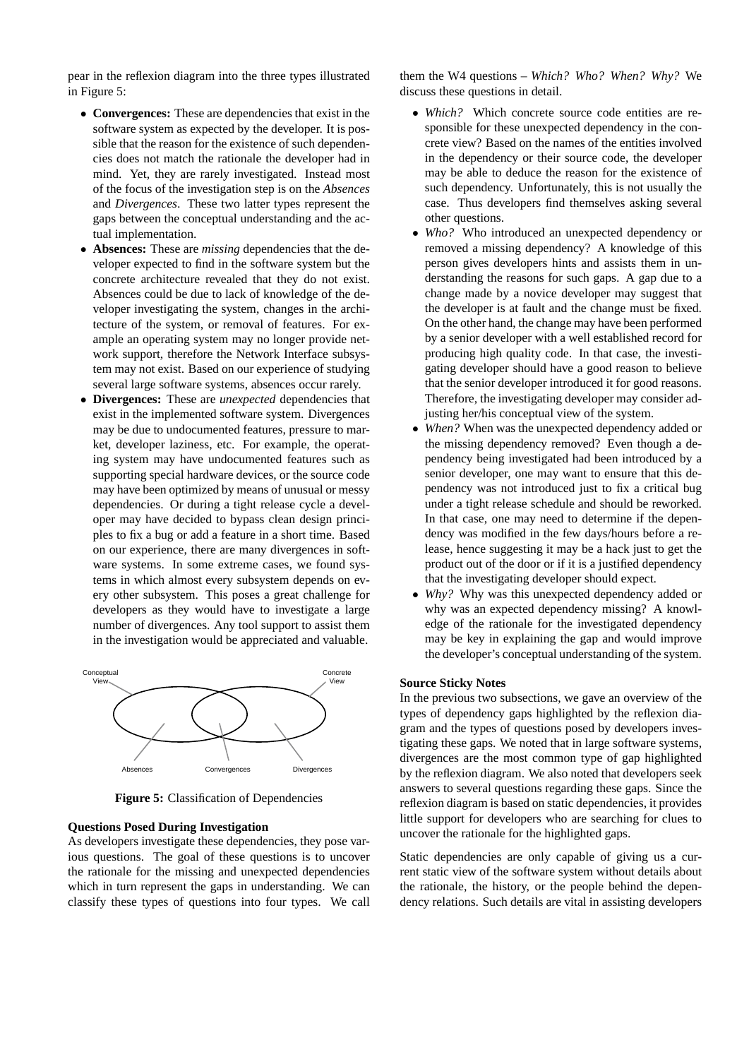pear in the reflexion diagram into the three types illustrated in Figure 5:

- **Convergences:** These are dependencies that exist in the software system as expected by the developer. It is possible that the reason for the existence of such dependencies does not match the rationale the developer had in mind. Yet, they are rarely investigated. Instead most of the focus of the investigation step is on the *Absences* and *Divergences*. These two latter types represent the gaps between the conceptual understanding and the actual implementation.
- **Absences:** These are *missing* dependencies that the developer expected to find in the software system but the concrete architecture revealed that they do not exist. Absences could be due to lack of knowledge of the developer investigating the system, changes in the architecture of the system, or removal of features. For example an operating system may no longer provide network support, therefore the Network Interface subsystem may not exist. Based on our experience of studying several large software systems, absences occur rarely.
- **Divergences:** These are *unexpected* dependencies that exist in the implemented software system. Divergences may be due to undocumented features, pressure to market, developer laziness, etc. For example, the operating system may have undocumented features such as supporting special hardware devices, or the source code may have been optimized by means of unusual or messy dependencies. Or during a tight release cycle a developer may have decided to bypass clean design principles to fix a bug or add a feature in a short time. Based on our experience, there are many divergences in software systems. In some extreme cases, we found systems in which almost every subsystem depends on every other subsystem. This poses a great challenge for developers as they would have to investigate a large number of divergences. Any tool support to assist them in the investigation would be appreciated and valuable.

Conceptual View | Concrete View | Absences | Convergences | Divergences

**Figure 5:** Classification of Dependencies

**Questions Posed During Investigation**

As developers investigate these dependencies, they pose various questions. The goal of these questions is to uncover the rationale for the missing and unexpected dependencies which in turn represent the gaps in understanding. We can classify these types of questions into four types. We call them the W4 questions – *Which? Who? When? Why?* We discuss these questions in detail.

- *Which?* Which concrete source code entities are responsible for these unexpected dependency in the concrete view? Based on the names of the entities involved in the dependency or their source code, the developer may be able to deduce the reason for the existence of such dependency. Unfortunately, this is not usually the case. Thus developers find themselves asking several other questions.
- *Who?* Who introduced an unexpected dependency or removed a missing dependency? A knowledge of this person gives developers hints and assists them in understanding the reasons for such gaps. A gap due to a change made by a novice developer may suggest that the developer is at fault and the change must be fixed. On the other hand, the change may have been performed by a senior developer with a well established record for producing high quality code. In that case, the investigating developer should have a good reason to believe that the senior developer introduced it for good reasons. Therefore, the investigating developer may consider adjusting her/his conceptual view of the system.
- *When?* When was the unexpected dependency added or the missing dependency removed? Even though a dependency being investigated had been introduced by a senior developer, one may want to ensure that this dependency was not introduced just to fix a critical bug under a tight release schedule and should be reworked. In that case, one may need to determine if the dependency was modified in the few days/hours before a release, hence suggesting it may be a hack just to get the product out of the door or if it is a justified dependency that the investigating developer should expect.
- *Why?* Why was this unexpected dependency added or why was an expected dependency missing? A knowledge of the rationale for the investigated dependency may be key in explaining the gap and would improve the developer's conceptual understanding of the system.

**Source Sticky Notes**

In the previous two subsections, we gave an overview of the types of dependency gaps highlighted by the reflexion diagram and the types of questions posed by developers investigating these gaps. We noted that in large software systems, divergences are the most common type of gap highlighted by the reflexion diagram. We also noted that developers seek answers to several questions regarding these gaps. Since the reflexion diagram is based on static dependencies, it provides little support for developers who are searching for clues to uncover the rationale for the highlighted gaps.

Static dependencies are only capable of giving us a current static view of the software system without details about the rationale, the history, or the people behind the dependency relations. Such details are vital in assisting developers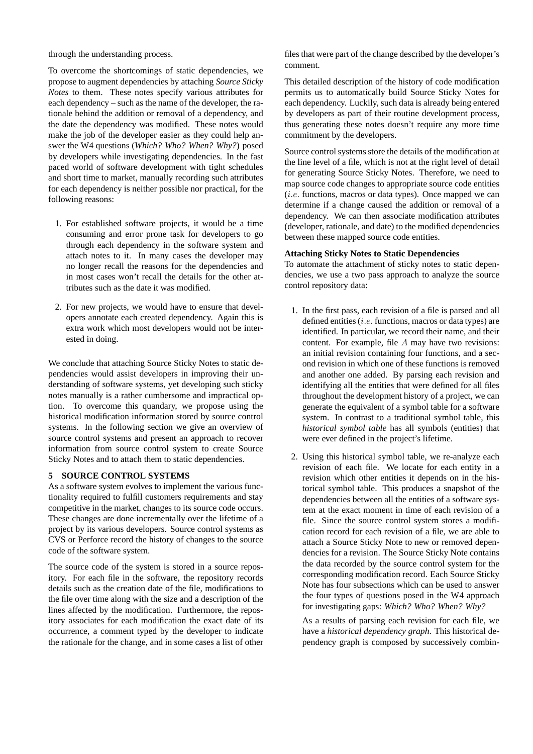through the understanding process.

To overcome the shortcomings of static dependencies, we propose to augment dependencies by attaching *Source Sticky Notes* to them. These notes specify various attributes for each dependency – such as the name of the developer, the rationale behind the addition or removal of a dependency, and the date the dependency was modified. These notes would make the job of the developer easier as they could help answer the W4 questions (*Which? Who? When? Why?*) posed by developers while investigating dependencies. In the fast paced world of software development with tight schedules and short time to market, manually recording such attributes for each dependency is neither possible nor practical, for the following reasons:

1. For established software projects, it would be a time consuming and error prone task for developers to go through each dependency in the software system and attach notes to it. In many cases the developer may no longer recall the reasons for the dependencies and in most cases won't recall the details for the other attributes such as the date it was modified.
2. For new projects, we would have to ensure that developers annotate each created dependency. Again this is extra work which most developers would not be interested in doing.

We conclude that attaching Source Sticky Notes to static dependencies would assist developers in improving their understanding of software systems, yet developing such sticky notes manually is a rather cumbersome and impractical option. To overcome this quandary, we propose using the historical modification information stored by source control systems. In the following section we give an overview of source control systems and present an approach to recover information from source control system to create Source Sticky Notes and to attach them to static dependencies.

## 5 SOURCE CONTROL SYSTEMS

As a software system evolves to implement the various functionality required to fulfill customers requirements and stay competitive in the market, changes to its source code occurs. These changes are done incrementally over the lifetime of a project by its various developers. Source control systems as CVS or Perforce record the history of changes to the source code of the software system.

The source code of the system is stored in a source repository. For each file in the software, the repository records details such as the creation date of the file, modifications to the file over time along with the size and a description of the lines affected by the modification. Furthermore, the repository associates for each modification the exact date of its occurrence, a comment typed by the developer to indicate the rationale for the change, and in some cases a list of other files that were part of the change described by the developer's comment.

This detailed description of the history of code modification permits us to automatically build Source Sticky Notes for each dependency. Luckily, such data is already being entered by developers as part of their routine development process, thus generating these notes doesn't require any more time commitment by the developers.

Source control systems store the details of the modification at the line level of a file, which is not at the right level of detail for generating Source Sticky Notes. Therefore, we need to map source code changes to appropriate source code entities ($i.e.$ functions, macros or data types). Once mapped we can determine if a change caused the addition or removal of a dependency. We can then associate modification attributes (developer, rationale, and date) to the modified dependencies between these mapped source code entities.

**Attaching Sticky Notes to Static Dependencies**

To automate the attachment of sticky notes to static dependencies, we use a two pass approach to analyze the source control repository data:

1. In the first pass, each revision of a file is parsed and all defined entities ($i.e.$ functions, macros or data types) are identified. In particular, we record their name, and their content. For example, file $A$ may have two revisions: an initial revision containing four functions, and a second revision in which one of these functions is removed and another one added. By parsing each revision and identifying all the entities that were defined for all files throughout the development history of a project, we can generate the equivalent of a symbol table for a software system. In contrast to a traditional symbol table, this *historical symbol table* has all symbols (entities) that were ever defined in the project's lifetime.
2. Using this historical symbol table, we re-analyze each revision of each file. We locate for each entity in a revision which other entities it depends on in the historical symbol table. This produces a snapshot of the dependencies between all the entities of a software system at the exact moment in time of each revision of a file. Since the source control system stores a modification record for each revision of a file, we are able to attach a Source Sticky Note to new or removed dependencies for a revision. The Source Sticky Note contains the data recorded by the source control system for the corresponding modification record. Each Source Sticky Note has four subsections which can be used to answer the four types of questions posed in the W4 approach for investigating gaps: *Which? Who? When? Why?*

   As a results of parsing each revision for each file, we have a *historical dependency graph*. This historical dependency graph is composed by successively combin-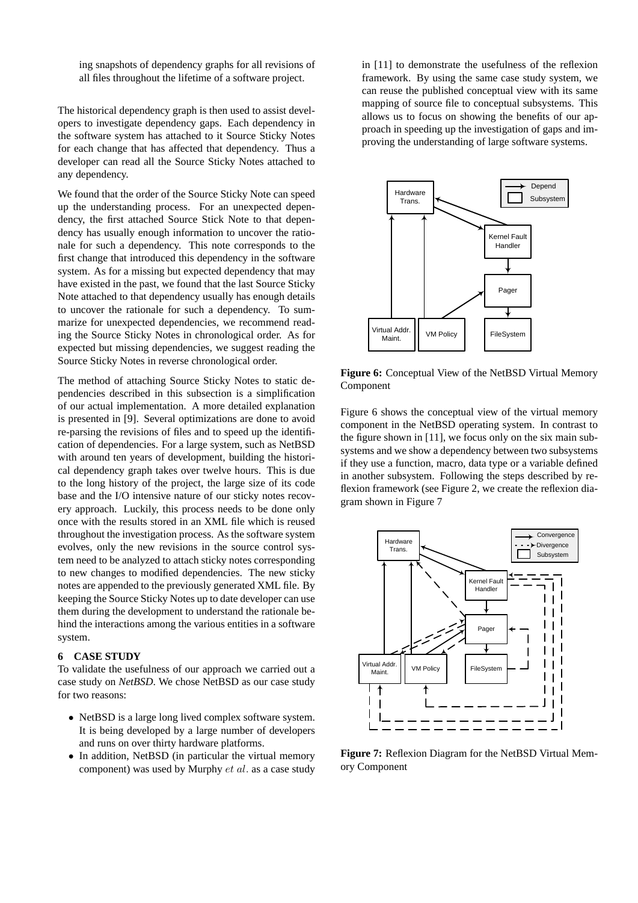ing snapshots of dependency graphs for all revisions of all files throughout the lifetime of a software project.

The historical dependency graph is then used to assist developers to investigate dependency gaps. Each dependency in the software system has attached to it Source Sticky Notes for each change that has affected that dependency. Thus a developer can read all the Source Sticky Notes attached to any dependency.

We found that the order of the Source Sticky Note can speed up the understanding process. For an unexpected dependency, the first attached Source Stick Note to that dependency has usually enough information to uncover the rationale for such a dependency. This note corresponds to the first change that introduced this dependency in the software system. As for a missing but expected dependency that may have existed in the past, we found that the last Source Sticky Note attached to that dependency usually has enough details to uncover the rationale for such a dependency. To summarize for unexpected dependencies, we recommend reading the Source Sticky Notes in chronological order. As for expected but missing dependencies, we suggest reading the Source Sticky Notes in reverse chronological order.

The method of attaching Source Sticky Notes to static dependencies described in this subsection is a simplification of our actual implementation. A more detailed explanation is presented in [9]. Several optimizations are done to avoid re-parsing the revisions of files and to speed up the identification of dependencies. For a large system, such as NetBSD with around ten years of development, building the historical dependency graph takes over twelve hours. This is due to the long history of the project, the large size of its code base and the I/O intensive nature of our sticky notes recovery approach. Luckily, this process needs to be done only once with the results stored in an XML file which is reused throughout the investigation process. As the software system evolves, only the new revisions in the source control system need to be analyzed to attach sticky notes corresponding to new changes to modified dependencies. The new sticky notes are appended to the previously generated XML file. By keeping the Source Sticky Notes up to date developer can use them during the development to understand the rationale behind the interactions among the various entities in a software system.

## 6 CASE STUDY

To validate the usefulness of our approach we carried out a case study on *NetBSD*. We chose NetBSD as our case study for two reasons:

- NetBSD is a large long lived complex software system. It is being developed by a large number of developers and runs on over thirty hardware platforms.
- In addition, NetBSD (in particular the virtual memory component) was used by Murphy *et al.* as a case study in [11] to demonstrate the usefulness of the reflexion framework. By using the same case study system, we can reuse the published conceptual view with its same mapping of source file to conceptual subsystems. This allows us to focus on showing the benefits of our approach in speeding up the investigation of gaps and improving the understanding of large software systems.

Hardware Trans.
Kernel Fault Handler
Pager
Virtual Addr. Maint.
VM Policy
FileSystem
Depend
Subsystem

**Figure 6:** Conceptual View of the NetBSD Virtual Memory Component

Figure 6 shows the conceptual view of the virtual memory component in the NetBSD operating system. In contrast to the figure shown in [11], we focus only on the six main subsystems and we show a dependency between two subsystems if they use a function, macro, data type or a variable defined in another subsystem. Following the steps described by reflexion framework (see Figure 2, we create the reflexion diagram shown in Figure 7

Hardware Trans.
Kernel Fault Handler
Pager
Virtual Addr. Maint.
VM Policy
FileSystem
Convergence
Divergence
Subsystem

**Figure 7:** Reflexion Diagram for the NetBSD Virtual Memory Component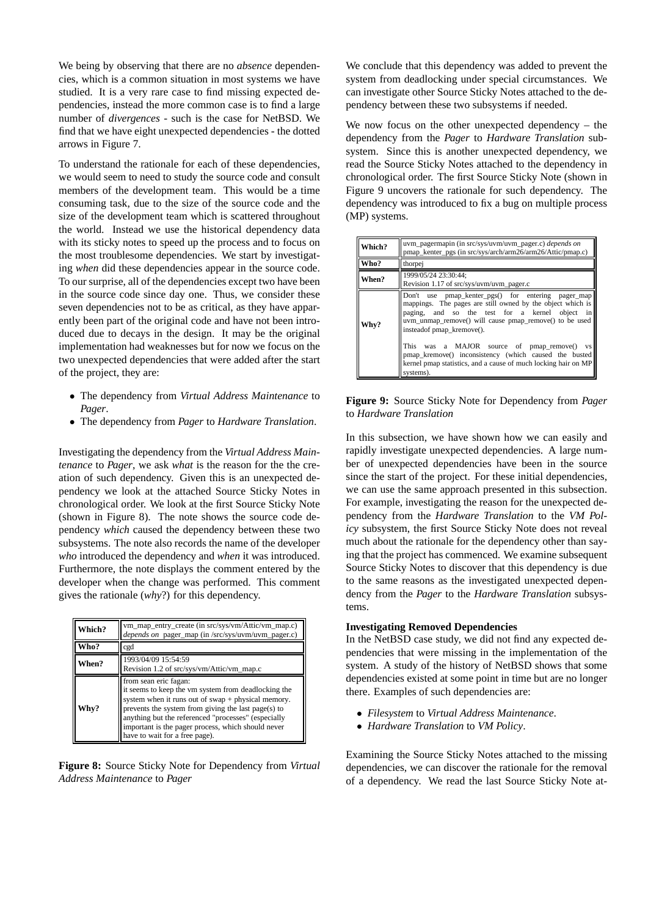We being by observing that there are no *absence* dependencies, which is a common situation in most systems we have studied. It is a very rare case to find missing expected dependencies, instead the more common case is to find a large number of *divergences* - such is the case for NetBSD. We find that we have eight unexpected dependencies - the dotted arrows in Figure 7.

To understand the rationale for each of these dependencies, we would seem to need to study the source code and consult members of the development team. This would be a time consuming task, due to the size of the source code and the size of the development team which is scattered throughout the world. Instead we use the historical dependency data with its sticky notes to speed up the process and to focus on the most troublesome dependencies. We start by investigating *when* did these dependencies appear in the source code. To our surprise, all of the dependencies except two have been in the source code since day one. Thus, we consider these seven dependencies not to be as critical, as they have apparently been part of the original code and have not been introduced due to decays in the design. It may be the original implementation had weaknesses but for now we focus on the two unexpected dependencies that were added after the start of the project, they are:

- The dependency from *Virtual Address Maintenance* to *Pager*.
- The dependency from *Pager* to *Hardware Translation*.

Investigating the dependency from the *Virtual Address Maintenance* to *Pager*, we ask *what* is the reason for the the creation of such dependency. Given this is an unexpected dependency we look at the attached Source Sticky Notes in chronological order. We look at the first Source Sticky Note (shown in Figure 8). The note shows the source code dependency *which* caused the dependency between these two subsystems. The note also records the name of the developer *who* introduced the dependency and *when* it was introduced. Furthermore, the note displays the comment entered by the developer when the change was performed. This comment gives the rationale (*why*?) for this dependency.

| | |
|---|---|
| **Which?** | vm_map_entry_create (in src/sys/vm/Attic/vm_map.c) *depends on* pager_map (in /src/sys/uvm/uvm_pager.c) |
| **Who?** | cgd |
| **When?** | 1993/04/09 15:54:59<br>Revision 1.2 of src/sys/vm/Attic/vm_map.c |
| **Why?** | from sean eric fagan:<br>it seems to keep the vm system from deadlocking the system when it runs out of swap + physical memory. prevents the system from giving the last page(s) to anything but the referenced "processes" (especially important is the pager process, which should never have to wait for a free page). |

**Figure 8:** Source Sticky Note for Dependency from *Virtual Address Maintenance* to *Pager*

We conclude that this dependency was added to prevent the system from deadlocking under special circumstances. We can investigate other Source Sticky Notes attached to the dependency between these two subsystems if needed.

We now focus on the other unexpected dependency – the dependency from the *Pager* to *Hardware Translation* subsystem. Since this is another unexpected dependency, we read the Source Sticky Notes attached to the dependency in chronological order. The first Source Sticky Note (shown in Figure 9 uncovers the rationale for such dependency. The dependency was introduced to fix a bug on multiple process (MP) systems.

| | |
|---|---|
| **Which?** | uvm_pagermapin (in src/sys/uvm/uvm_pager.c) *depends on* pmap_kenter_pgs (in src/sys/arch/arm26/arm26/Attic/pmap.c) |
| **Who?** | thorpej |
| **When?** | 1999/05/24 23:30:44;<br>Revision 1.17 of src/sys/uvm/uvm_pager.c |
| **Why?** | Don't use pmap_kenter_pgs() for entering pager_map mappings. The pages are still owned by the object which is paging, and so the test for a kernel object in uvm_unmap_remove() will cause pmap_remove() to be used insteadof pmap_kremove().<br><br>This was a MAJOR source of pmap_remove() vs pmap_kremove() inconsistency (which caused the busted kernel pmap statistics, and a cause of much locking hair on MP systems). |

**Figure 9:** Source Sticky Note for Dependency from *Pager* to *Hardware Translation*

In this subsection, we have shown how we can easily and rapidly investigate unexpected dependencies. A large number of unexpected dependencies have been in the source since the start of the project. For these initial dependencies, we can use the same approach presented in this subsection. For example, investigating the reason for the unexpected dependency from the *Hardware Translation* to the *VM Policy* subsystem, the first Source Sticky Note does not reveal much about the rationale for the dependency other than saying that the project has commenced. We examine subsequent Source Sticky Notes to discover that this dependency is due to the same reasons as the investigated unexpected dependency from the *Pager* to the *Hardware Translation* subsystems.

**Investigating Removed Dependencies**

In the NetBSD case study, we did not find any expected dependencies that were missing in the implementation of the system. A study of the history of NetBSD shows that some dependencies existed at some point in time but are no longer there. Examples of such dependencies are:

- *Filesystem* to *Virtual Address Maintenance*.
- *Hardware Translation* to *VM Policy*.

Examining the Source Sticky Notes attached to the missing dependencies, we can discover the rationale for the removal of a dependency. We read the last Source Sticky Note at-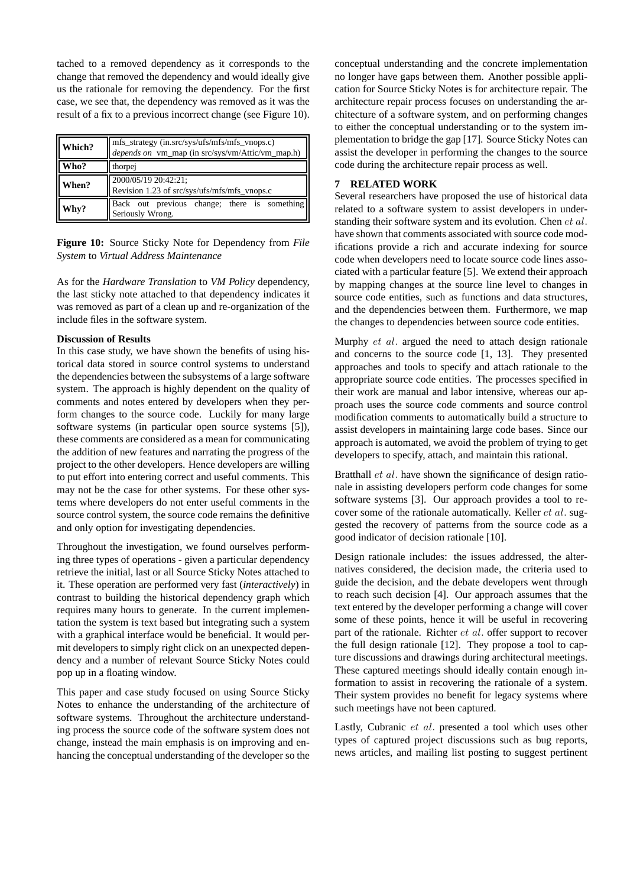tached to a removed dependency as it corresponds to the change that removed the dependency and would ideally give us the rationale for removing the dependency. For the first case, we see that, the dependency was removed as it was the result of a fix to a previous incorrect change (see Figure 10).

| | |
|---|---|
| **Which?** | mfs_strategy (in.src/sys/ufs/mfs/mfs_vnops.c) *depends on* vm_map (in src/sys/vm/Attic/vm_map.h) |
| **Who?** | thorpej |
| **When?** | 2000/05/19 20:42:21; Revision 1.23 of src/sys/ufs/mfs/mfs_vnops.c |
| **Why?** | Back out previous change; there is something Seriously Wrong. |

**Figure 10:** Source Sticky Note for Dependency from *File System* to *Virtual Address Maintenance*

As for the *Hardware Translation* to *VM Policy* dependency, the last sticky note attached to that dependency indicates it was removed as part of a clean up and re-organization of the include files in the software system.

**Discussion of Results**

In this case study, we have shown the benefits of using historical data stored in source control systems to understand the dependencies between the subsystems of a large software system. The approach is highly dependent on the quality of comments and notes entered by developers when they perform changes to the source code. Luckily for many large software systems (in particular open source systems [5]), these comments are considered as a mean for communicating the addition of new features and narrating the progress of the project to the other developers. Hence developers are willing to put effort into entering correct and useful comments. This may not be the case for other systems. For these other systems where developers do not enter useful comments in the source control system, the source code remains the definitive and only option for investigating dependencies.

Throughout the investigation, we found ourselves performing three types of operations - given a particular dependency retrieve the initial, last or all Source Sticky Notes attached to it. These operation are performed very fast (*interactively*) in contrast to building the historical dependency graph which requires many hours to generate. In the current implementation the system is text based but integrating such a system with a graphical interface would be beneficial. It would permit developers to simply right click on an unexpected dependency and a number of relevant Source Sticky Notes could pop up in a floating window.

This paper and case study focused on using Source Sticky Notes to enhance the understanding of the architecture of software systems. Throughout the architecture understanding process the source code of the software system does not change, instead the main emphasis is on improving and enhancing the conceptual understanding of the developer so the conceptual understanding and the concrete implementation no longer have gaps between them. Another possible application for Source Sticky Notes is for architecture repair. The architecture repair process focuses on understanding the architecture of a software system, and on performing changes to either the conceptual understanding or to the system implementation to bridge the gap [17]. Source Sticky Notes can assist the developer in performing the changes to the source code during the architecture repair process as well.

## 7 RELATED WORK

Several researchers have proposed the use of historical data related to a software system to assist developers in understanding their software system and its evolution. Chen *et al.* have shown that comments associated with source code modifications provide a rich and accurate indexing for source code when developers need to locate source code lines associated with a particular feature [5]. We extend their approach by mapping changes at the source line level to changes in source code entities, such as functions and data structures, and the dependencies between them. Furthermore, we map the changes to dependencies between source code entities.

Murphy *et al.* argued the need to attach design rationale and concerns to the source code [1, 13]. They presented approaches and tools to specify and attach rationale to the appropriate source code entities. The processes specified in their work are manual and labor intensive, whereas our approach uses the source code comments and source control modification comments to automatically build a structure to assist developers in maintaining large code bases. Since our approach is automated, we avoid the problem of trying to get developers to specify, attach, and maintain this rational.

Bratthall *et al.* have shown the significance of design rationale in assisting developers perform code changes for some software systems [3]. Our approach provides a tool to recover some of the rationale automatically. Keller *et al.* suggested the recovery of patterns from the source code as a good indicator of decision rationale [10].

Design rationale includes: the issues addressed, the alternatives considered, the decision made, the criteria used to guide the decision, and the debate developers went through to reach such decision [4]. Our approach assumes that the text entered by the developer performing a change will cover some of these points, hence it will be useful in recovering part of the rationale. Richter *et al.* offer support to recover the full design rationale [12]. They propose a tool to capture discussions and drawings during architectural meetings. These captured meetings should ideally contain enough information to assist in recovering the rationale of a system. Their system provides no benefit for legacy systems where such meetings have not been captured.

Lastly, Cubranic *et al.* presented a tool which uses other types of captured project discussions such as bug reports, news articles, and mailing list posting to suggest pertinent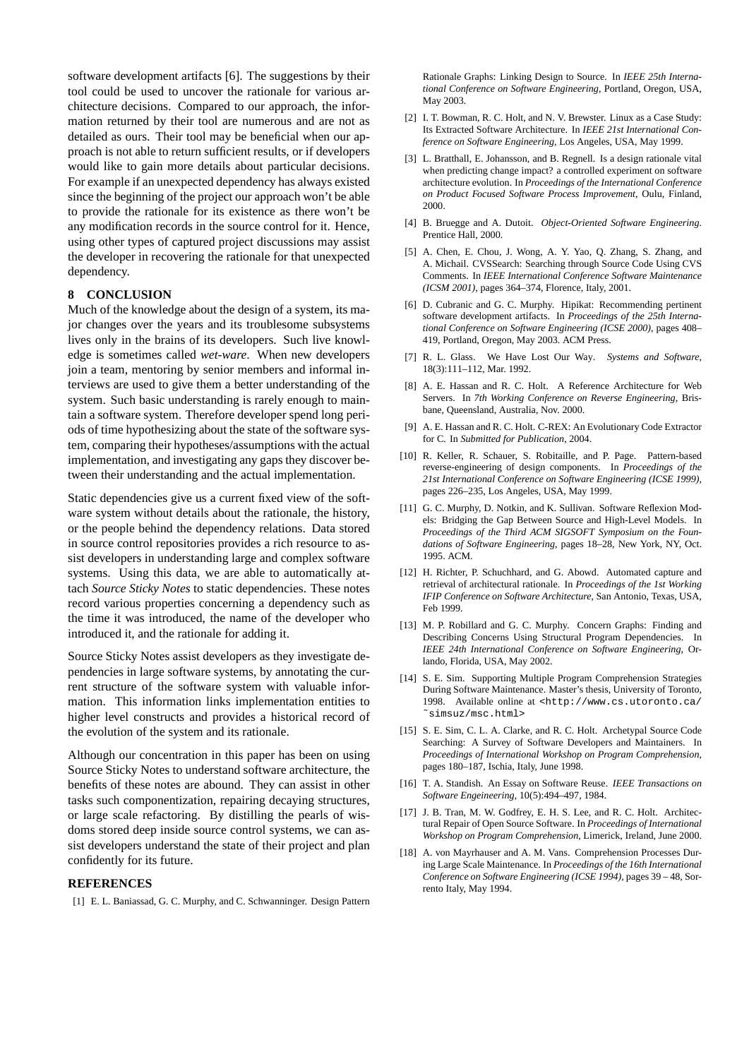software development artifacts [6]. The suggestions by their tool could be used to uncover the rationale for various architecture decisions. Compared to our approach, the information returned by their tool are numerous and are not as detailed as ours. Their tool may be beneficial when our approach is not able to return sufficient results, or if developers would like to gain more details about particular decisions. For example if an unexpected dependency has always existed since the beginning of the project our approach won't be able to provide the rationale for its existence as there won't be any modification records in the source control for it. Hence, using other types of captured project discussions may assist the developer in recovering the rationale for that unexpected dependency.

## 8 CONCLUSION

Much of the knowledge about the design of a system, its major changes over the years and its troublesome subsystems lives only in the brains of its developers. Such live knowledge is sometimes called *wet-ware*. When new developers join a team, mentoring by senior members and informal interviews are used to give them a better understanding of the system. Such basic understanding is rarely enough to maintain a software system. Therefore developer spend long periods of time hypothesizing about the state of the software system, comparing their hypotheses/assumptions with the actual implementation, and investigating any gaps they discover between their understanding and the actual implementation.

Static dependencies give us a current fixed view of the software system without details about the rationale, the history, or the people behind the dependency relations. Data stored in source control repositories provides a rich resource to assist developers in understanding large and complex software systems. Using this data, we are able to automatically attach *Source Sticky Notes* to static dependencies. These notes record various properties concerning a dependency such as the time it was introduced, the name of the developer who introduced it, and the rationale for adding it.

Source Sticky Notes assist developers as they investigate dependencies in large software systems, by annotating the current structure of the software system with valuable information. This information links implementation entities to higher level constructs and provides a historical record of the evolution of the system and its rationale.

Although our concentration in this paper has been on using Source Sticky Notes to understand software architecture, the benefits of these notes are abound. They can assist in other tasks such componentization, repairing decaying structures, or large scale refactoring. By distilling the pearls of wisdoms stored deep inside source control systems, we can assist developers understand the state of their project and plan confidently for its future.

## REFERENCES

[1] E. L. Baniassad, G. C. Murphy, and C. Schwanninger. Design Pattern Rationale Graphs: Linking Design to Source. In *IEEE 25th International Conference on Software Engineering*, Portland, Oregon, USA, May 2003.

[2] I. T. Bowman, R. C. Holt, and N. V. Brewster. Linux as a Case Study: Its Extracted Software Architecture. In *IEEE 21st International Conference on Software Engineering*, Los Angeles, USA, May 1999.

[3] L. Bratthall, E. Johansson, and B. Regnell. Is a design rationale vital when predicting change impact? a controlled experiment on software architecture evolution. In *Proceedings of the International Conference on Product Focused Software Process Improvement*, Oulu, Finland, 2000.

[4] B. Bruegge and A. Dutoit. *Object-Oriented Software Engineering*. Prentice Hall, 2000.

[5] A. Chen, E. Chou, J. Wong, A. Y. Yao, Q. Zhang, S. Zhang, and A. Michail. CVSSearch: Searching through Source Code Using CVS Comments. In *IEEE International Conference Software Maintenance (ICSM 2001)*, pages 364–374, Florence, Italy, 2001.

[6] D. Cubranic and G. C. Murphy. Hipikat: Recommending pertinent software development artifacts. In *Proceedings of the 25th International Conference on Software Engineering (ICSE 2000)*, pages 408–419, Portland, Oregon, May 2003. ACM Press.

[7] R. L. Glass. We Have Lost Our Way. *Systems and Software*, 18(3):111–112, Mar. 1992.

[8] A. E. Hassan and R. C. Holt. A Reference Architecture for Web Servers. In *7th Working Conference on Reverse Engineering*, Brisbane, Queensland, Australia, Nov. 2000.

[9] A. E. Hassan and R. C. Holt. C-REX: An Evolutionary Code Extractor for C. In *Submitted for Publication*, 2004.

[10] R. Keller, R. Schauer, S. Robitaille, and P. Page. Pattern-based reverse-engineering of design components. In *Proceedings of the 21st International Conference on Software Engineering (ICSE 1999)*, pages 226–235, Los Angeles, USA, May 1999.

[11] G. C. Murphy, D. Notkin, and K. Sullivan. Software Reflexion Models: Bridging the Gap Between Source and High-Level Models. In *Proceedings of the Third ACM SIGSOFT Symposium on the Foundations of Software Engineering*, pages 18–28, New York, NY, Oct. 1995. ACM.

[12] H. Richter, P. Schuchhard, and G. Abowd. Automated capture and retrieval of architectural rationale. In *Proceedings of the 1st Working IFIP Conference on Software Architecture*, San Antonio, Texas, USA, Feb 1999.

[13] M. P. Robillard and G. C. Murphy. Concern Graphs: Finding and Describing Concerns Using Structural Program Dependencies. In *IEEE 24th International Conference on Software Engineering*, Orlando, Florida, USA, May 2002.

[14] S. E. Sim. Supporting Multiple Program Comprehension Strategies During Software Maintenance. Master's thesis, University of Toronto, 1998. Available online at `<http://www.cs.utoronto.ca/~simsuz/msc.html>`

[15] S. E. Sim, C. L. A. Clarke, and R. C. Holt. Archetypal Source Code Searching: A Survey of Software Developers and Maintainers. In *Proceedings of International Workshop on Program Comprehension*, pages 180–187, Ischia, Italy, June 1998.

[16] T. A. Standish. An Essay on Software Reuse. *IEEE Transactions on Software Engeineering*, 10(5):494–497, 1984.

[17] J. B. Tran, M. W. Godfrey, E. H. S. Lee, and R. C. Holt. Architectural Repair of Open Source Software. In *Proceedings of International Workshop on Program Comprehension*, Limerick, Ireland, June 2000.

[18] A. von Mayrhauser and A. M. Vans. Comprehension Processes During Large Scale Maintenance. In *Proceedings of the 16th International Conference on Software Engineering (ICSE 1994)*, pages 39 – 48, Sorrento Italy, May 1994.